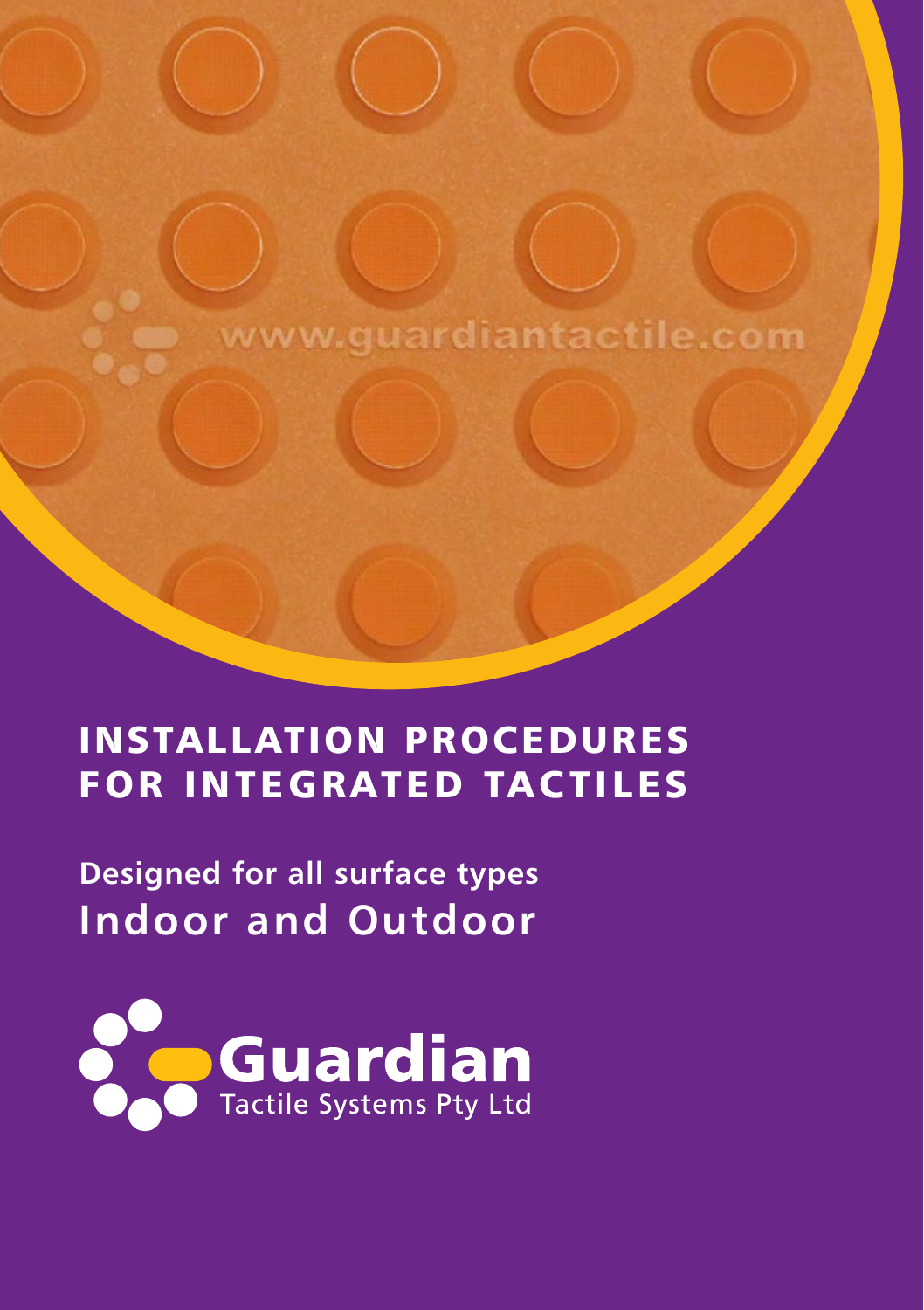www.guardiantactile.com

# INSTALLATION PROCEDURES FOR INTEGRATED TACTILES

**Designed for all surface types**

## Indoor and Outdoor

**Guardian**

Tactile Systems Pty Ltd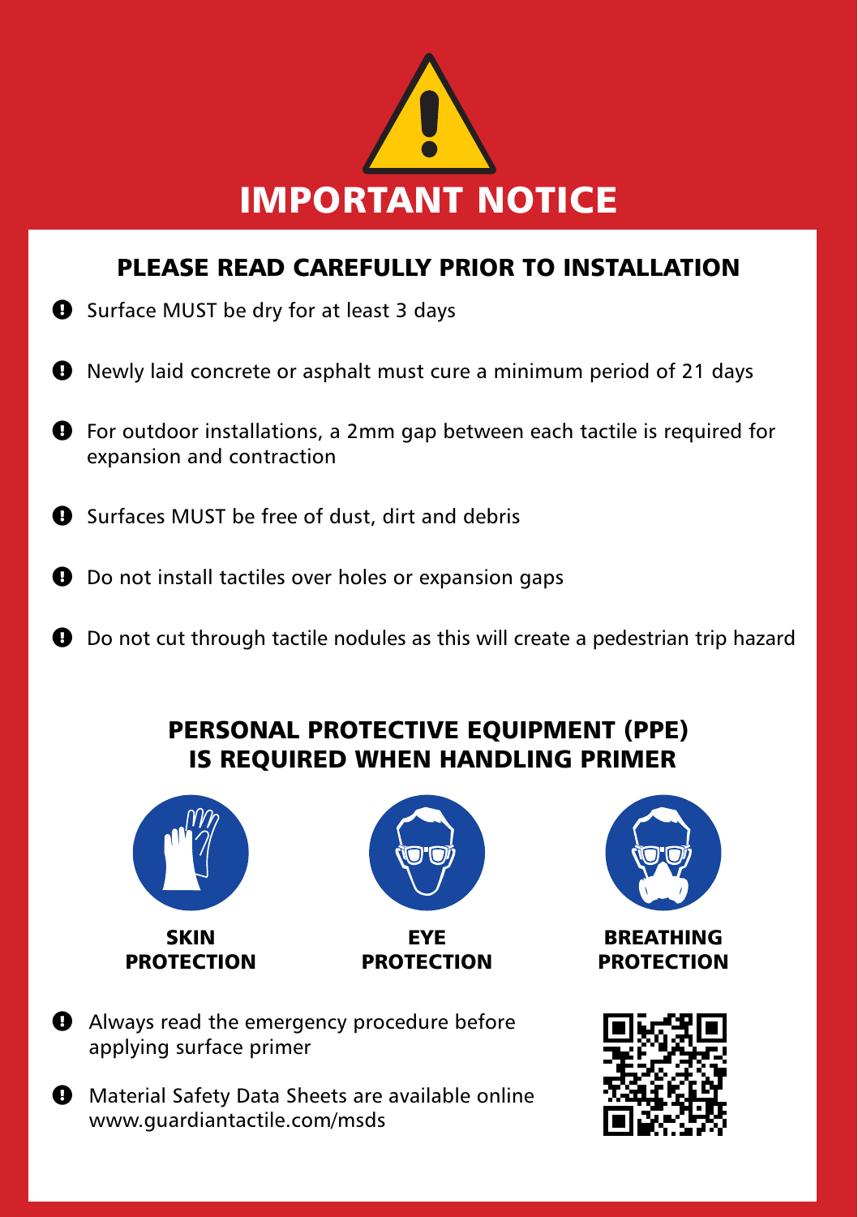# IMPORTANT NOTICE

## PLEASE READ CAREFULLY PRIOR TO INSTALLATION

- Surface MUST be dry for at least 3 days
- Newly laid concrete or asphalt must cure a minimum period of 21 days
- For outdoor installations, a 2mm gap between each tactile is required for expansion and contraction
- Surfaces MUST be free of dust, dirt and debris
- Do not install tactiles over holes or expansion gaps
- Do not cut through tactile nodules as this will create a pedestrian trip hazard

## PERSONAL PROTECTIVE EQUIPMENT (PPE) IS REQUIRED WHEN HANDLING PRIMER

**SKIN PROTECTION**

**EYE PROTECTION**

**BREATHING PROTECTION**

- Always read the emergency procedure before applying surface primer
- Material Safety Data Sheets are available online www.guardiantactile.com/msds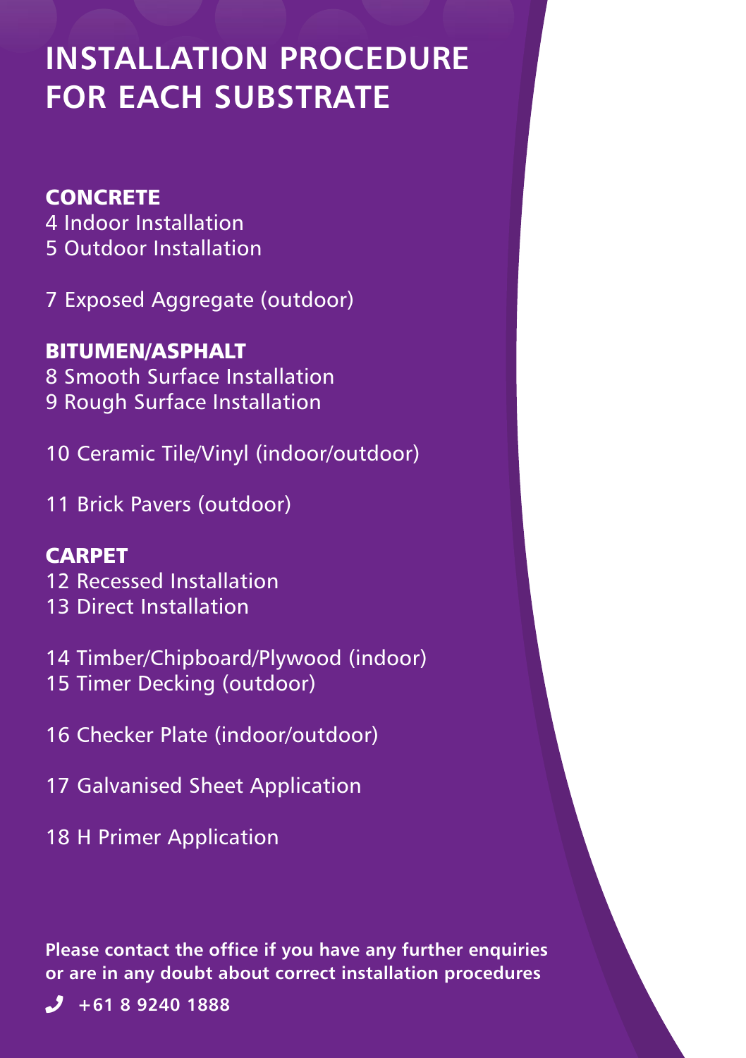# INSTALLATION PROCEDURE FOR EACH SUBSTRATE

### CONCRETE

4 Indoor Installation
5 Outdoor Installation

7 Exposed Aggregate (outdoor)

### BITUMEN/ASPHALT

8 Smooth Surface Installation
9 Rough Surface Installation

10 Ceramic Tile/Vinyl (indoor/outdoor)

11 Brick Pavers (outdoor)

### CARPET

12 Recessed Installation
13 Direct Installation

14 Timber/Chipboard/Plywood (indoor)
15 Timer Decking (outdoor)

16 Checker Plate (indoor/outdoor)

17 Galvanised Sheet Application

18 H Primer Application

**Please contact the office if you have any further enquiries or are in any doubt about correct installation procedures**

**+61 8 9240 1888**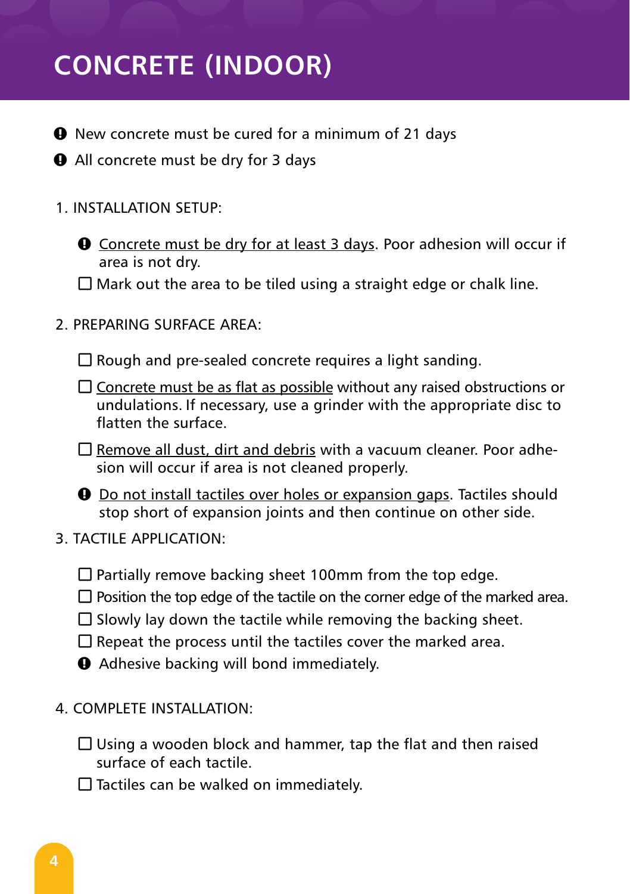# CONCRETE (INDOOR)

- ❶ New concrete must be cured for a minimum of 21 days
- ❶ All concrete must be dry for 3 days

1. INSTALLATION SETUP:

   - ❶ Concrete must be dry for at least 3 days. Poor adhesion will occur if area is not dry.
   - ☐ Mark out the area to be tiled using a straight edge or chalk line.

2. PREPARING SURFACE AREA:

   - ☐ Rough and pre-sealed concrete requires a light sanding.
   - ☐ Concrete must be as flat as possible without any raised obstructions or undulations. If necessary, use a grinder with the appropriate disc to flatten the surface.
   - ☐ Remove all dust, dirt and debris with a vacuum cleaner. Poor adhesion will occur if area is not cleaned properly.
   - ❶ Do not install tactiles over holes or expansion gaps. Tactiles should stop short of expansion joints and then continue on other side.

3. TACTILE APPLICATION:

   - ☐ Partially remove backing sheet 100mm from the top edge.
   - ☐ Position the top edge of the tactile on the corner edge of the marked area.
   - ☐ Slowly lay down the tactile while removing the backing sheet.
   - ☐ Repeat the process until the tactiles cover the marked area.
   - ❶ Adhesive backing will bond immediately.

4. COMPLETE INSTALLATION:

   - ☐ Using a wooden block and hammer, tap the flat and then raised surface of each tactile.
   - ☐ Tactiles can be walked on immediately.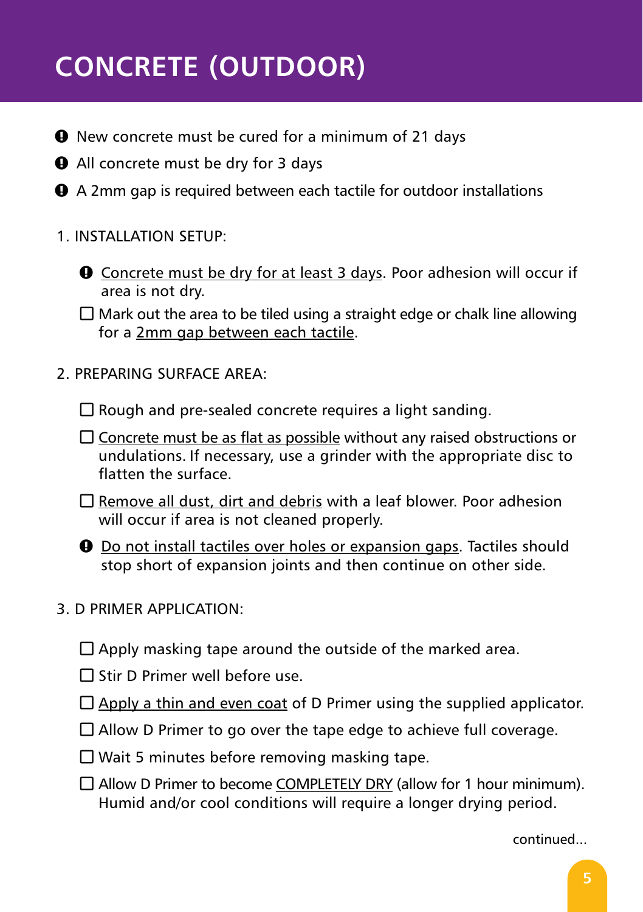# CONCRETE (OUTDOOR)

- ❗ New concrete must be cured for a minimum of 21 days
- ❗ All concrete must be dry for 3 days
- ❗ A 2mm gap is required between each tactile for outdoor installations

1. INSTALLATION SETUP:

   - ❗ <u>Concrete must be dry for at least 3 days</u>. Poor adhesion will occur if area is not dry.
   - ☐ Mark out the area to be tiled using a straight edge or chalk line allowing for a <u>2mm gap between each tactile</u>.

2. PREPARING SURFACE AREA:

   - ☐ Rough and pre-sealed concrete requires a light sanding.
   - ☐ <u>Concrete must be as flat as possible</u> without any raised obstructions or undulations. If necessary, use a grinder with the appropriate disc to flatten the surface.
   - ☐ <u>Remove all dust, dirt and debris</u> with a leaf blower. Poor adhesion will occur if area is not cleaned properly.
   - ❗ <u>Do not install tactiles over holes or expansion gaps</u>. Tactiles should stop short of expansion joints and then continue on other side.

3. D PRIMER APPLICATION:

   - ☐ Apply masking tape around the outside of the marked area.
   - ☐ Stir D Primer well before use.
   - ☐ <u>Apply a thin and even coat</u> of D Primer using the supplied applicator.
   - ☐ Allow D Primer to go over the tape edge to achieve full coverage.
   - ☐ Wait 5 minutes before removing masking tape.
   - ☐ Allow D Primer to become <u>COMPLETELY DRY</u> (allow for 1 hour minimum). Humid and/or cool conditions will require a longer drying period.

continued...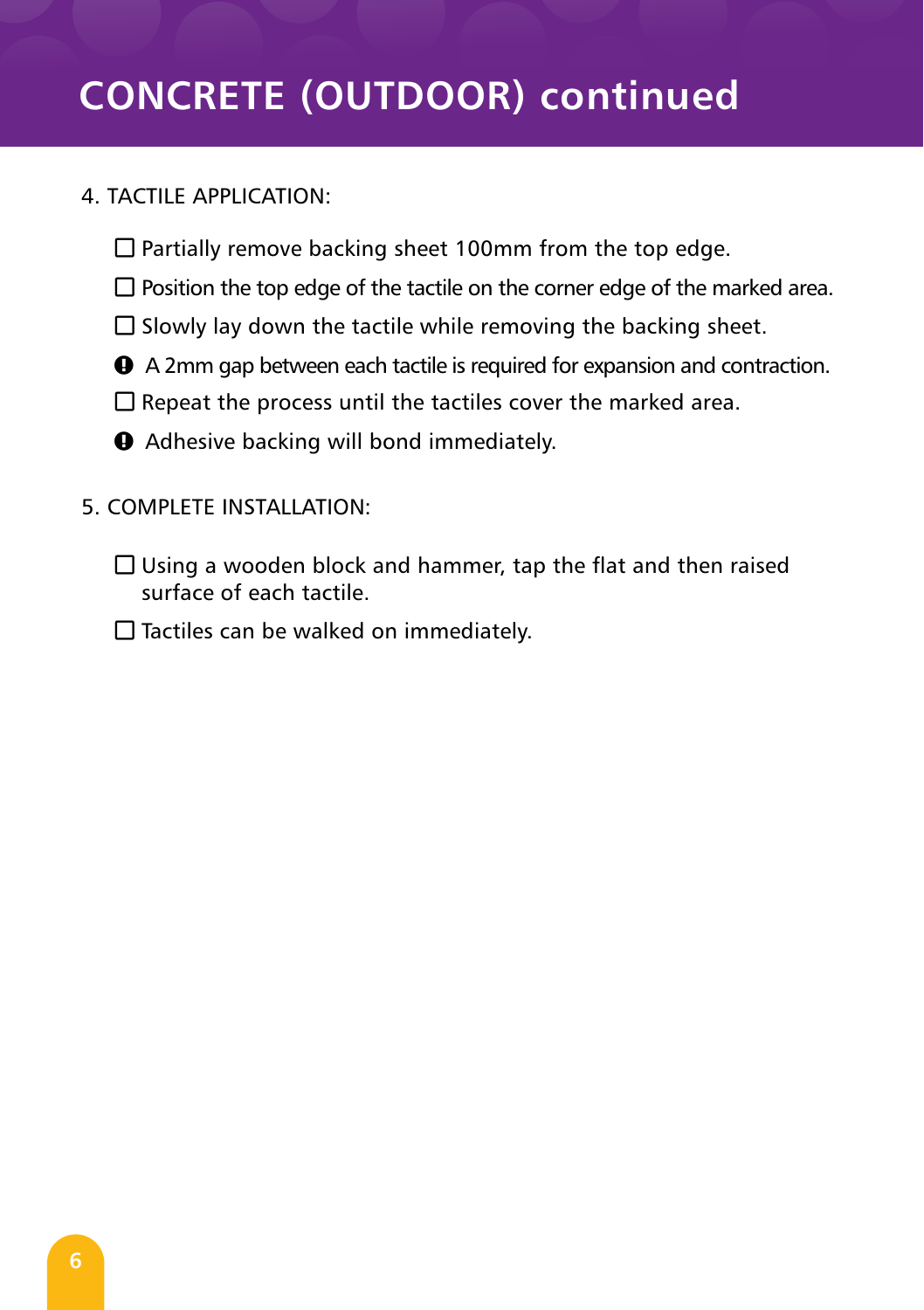# CONCRETE (OUTDOOR) continued

4. TACTILE APPLICATION:

- ☐ Partially remove backing sheet 100mm from the top edge.
- ☐ Position the top edge of the tactile on the corner edge of the marked area.
- ☐ Slowly lay down the tactile while removing the backing sheet.
- ❗ A 2mm gap between each tactile is required for expansion and contraction.
- ☐ Repeat the process until the tactiles cover the marked area.
- ❗ Adhesive backing will bond immediately.

5. COMPLETE INSTALLATION:

- ☐ Using a wooden block and hammer, tap the flat and then raised surface of each tactile.
- ☐ Tactiles can be walked on immediately.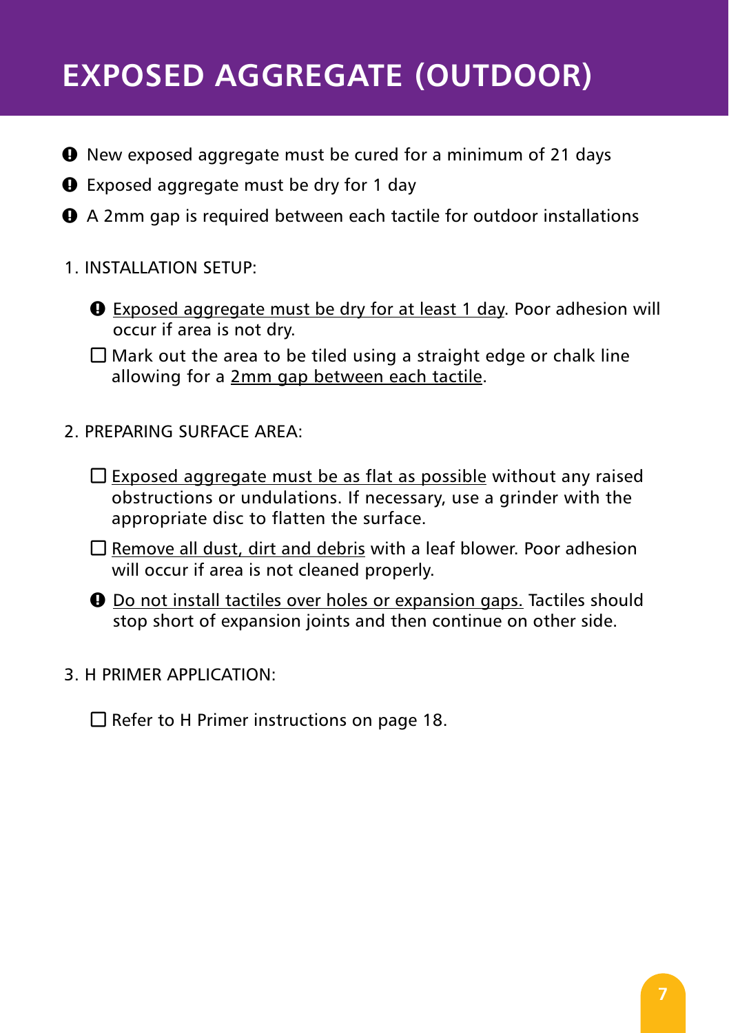# EXPOSED AGGREGATE (OUTDOOR)

- ❗ New exposed aggregate must be cured for a minimum of 21 days
- ❗ Exposed aggregate must be dry for 1 day
- ❗ A 2mm gap is required between each tactile for outdoor installations

1. INSTALLATION SETUP:

   - ❗ <u>Exposed aggregate must be dry for at least 1 day</u>. Poor adhesion will occur if area is not dry.
   - ☐ Mark out the area to be tiled using a straight edge or chalk line allowing for a <u>2mm gap between each tactile</u>.

2. PREPARING SURFACE AREA:

   - ☐ <u>Exposed aggregate must be as flat as possible</u> without any raised obstructions or undulations. If necessary, use a grinder with the appropriate disc to flatten the surface.
   - ☐ <u>Remove all dust, dirt and debris</u> with a leaf blower. Poor adhesion will occur if area is not cleaned properly.
   - ❗ <u>Do not install tactiles over holes or expansion gaps.</u> Tactiles should stop short of expansion joints and then continue on other side.

3. H PRIMER APPLICATION:

   - ☐ Refer to H Primer instructions on page 18.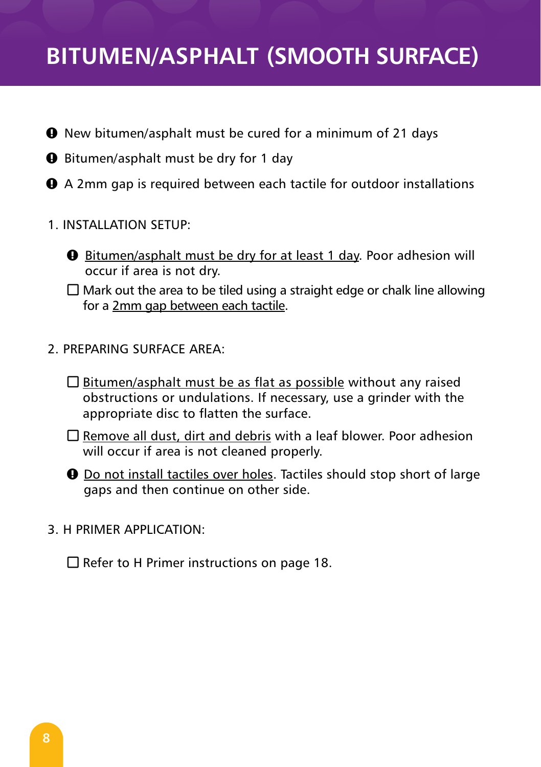# BITUMEN/ASPHALT (SMOOTH SURFACE)

- ❗ New bitumen/asphalt must be cured for a minimum of 21 days
- ❗ Bitumen/asphalt must be dry for 1 day
- ❗ A 2mm gap is required between each tactile for outdoor installations

1. INSTALLATION SETUP:

   - ❗ <u>Bitumen/asphalt must be dry for at least 1 day</u>. Poor adhesion will occur if area is not dry.
   - ☐ Mark out the area to be tiled using a straight edge or chalk line allowing for a <u>2mm gap between each tactile</u>.

2. PREPARING SURFACE AREA:

   - ☐ <u>Bitumen/asphalt must be as flat as possible</u> without any raised obstructions or undulations. If necessary, use a grinder with the appropriate disc to flatten the surface.
   - ☐ <u>Remove all dust, dirt and debris</u> with a leaf blower. Poor adhesion will occur if area is not cleaned properly.
   - ❗ <u>Do not install tactiles over holes</u>. Tactiles should stop short of large gaps and then continue on other side.

3. H PRIMER APPLICATION:

   - ☐ Refer to H Primer instructions on page 18.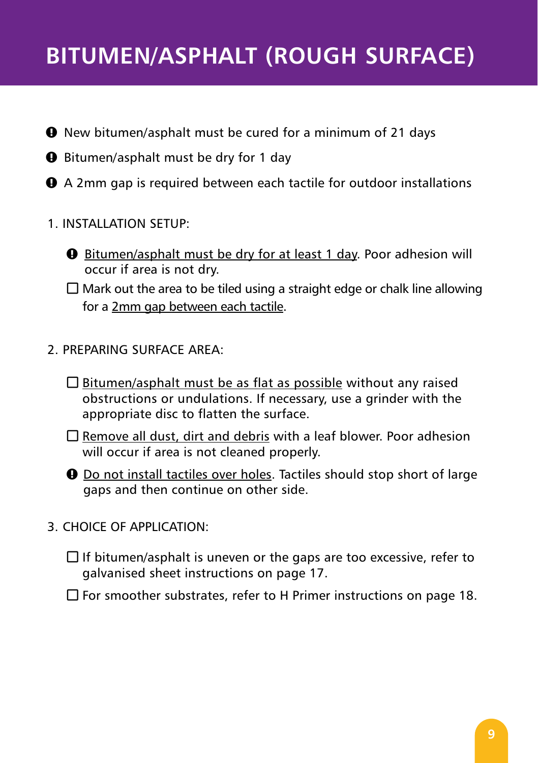# BITUMEN/ASPHALT (ROUGH SURFACE)

- ❗ New bitumen/asphalt must be cured for a minimum of 21 days
- ❗ Bitumen/asphalt must be dry for 1 day
- ❗ A 2mm gap is required between each tactile for outdoor installations

1. INSTALLATION SETUP:

   - ❗ <u>Bitumen/asphalt must be dry for at least 1 day</u>. Poor adhesion will occur if area is not dry.
   - ☐ Mark out the area to be tiled using a straight edge or chalk line allowing for a <u>2mm gap between each tactile</u>.

2. PREPARING SURFACE AREA:

   - ☐ <u>Bitumen/asphalt must be as flat as possible</u> without any raised obstructions or undulations. If necessary, use a grinder with the appropriate disc to flatten the surface.
   - ☐ <u>Remove all dust, dirt and debris</u> with a leaf blower. Poor adhesion will occur if area is not cleaned properly.
   - ❗ <u>Do not install tactiles over holes</u>. Tactiles should stop short of large gaps and then continue on other side.

3. CHOICE OF APPLICATION:

   - ☐ If bitumen/asphalt is uneven or the gaps are too excessive, refer to galvanised sheet instructions on page 17.
   - ☐ For smoother substrates, refer to H Primer instructions on page 18.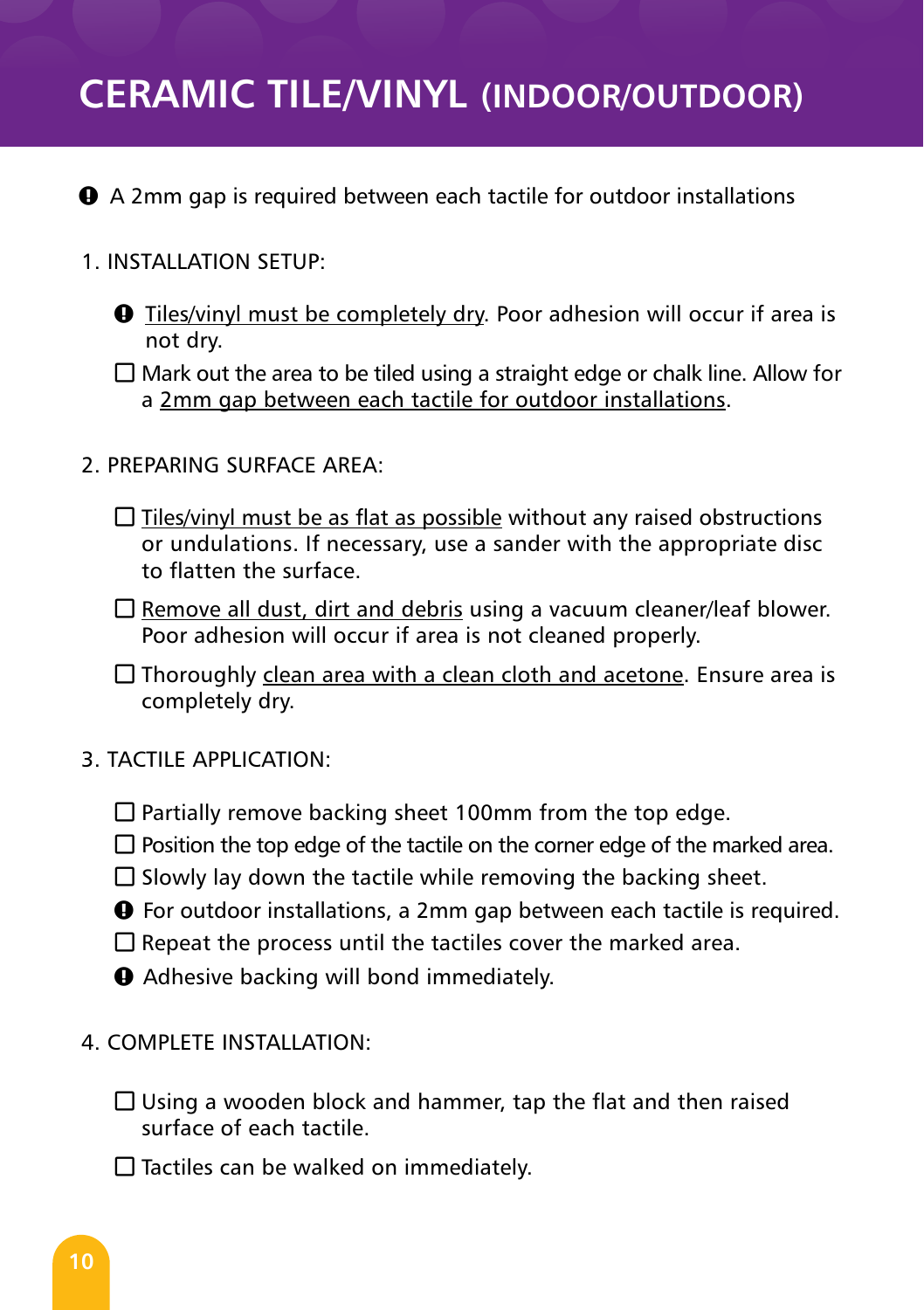# CERAMIC TILE/VINYL (INDOOR/OUTDOOR)

❗ A 2mm gap is required between each tactile for outdoor installations

1. INSTALLATION SETUP:

   ❗ <u>Tiles/vinyl must be completely dry</u>. Poor adhesion will occur if area is not dry.

   ☐ Mark out the area to be tiled using a straight edge or chalk line. Allow for a <u>2mm gap between each tactile for outdoor installations</u>.

2. PREPARING SURFACE AREA:

   ☐ <u>Tiles/vinyl must be as flat as possible</u> without any raised obstructions or undulations. If necessary, use a sander with the appropriate disc to flatten the surface.

   ☐ <u>Remove all dust, dirt and debris</u> using a vacuum cleaner/leaf blower. Poor adhesion will occur if area is not cleaned properly.

   ☐ Thoroughly <u>clean area with a clean cloth and acetone</u>. Ensure area is completely dry.

3. TACTILE APPLICATION:

   ☐ Partially remove backing sheet 100mm from the top edge.

   ☐ Position the top edge of the tactile on the corner edge of the marked area.

   ☐ Slowly lay down the tactile while removing the backing sheet.

   ❗ For outdoor installations, a 2mm gap between each tactile is required.

   ☐ Repeat the process until the tactiles cover the marked area.

   ❗ Adhesive backing will bond immediately.

4. COMPLETE INSTALLATION:

   ☐ Using a wooden block and hammer, tap the flat and then raised surface of each tactile.

   ☐ Tactiles can be walked on immediately.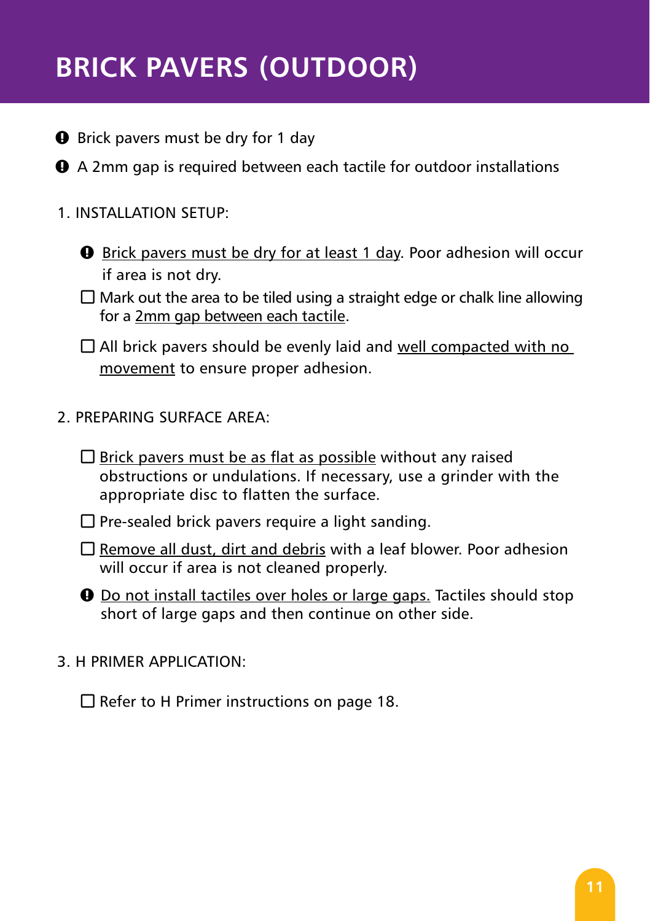# BRICK PAVERS (OUTDOOR)

- ❗ Brick pavers must be dry for 1 day
- ❗ A 2mm gap is required between each tactile for outdoor installations

1. INSTALLATION SETUP:

   - ❗ <u>Brick pavers must be dry for at least 1 day</u>. Poor adhesion will occur if area is not dry.
   - ☐ Mark out the area to be tiled using a straight edge or chalk line allowing for a <u>2mm gap between each tactile</u>.
   - ☐ All brick pavers should be evenly laid and <u>well compacted with no movement</u> to ensure proper adhesion.

2. PREPARING SURFACE AREA:

   - ☐ <u>Brick pavers must be as flat as possible</u> without any raised obstructions or undulations. If necessary, use a grinder with the appropriate disc to flatten the surface.
   - ☐ Pre-sealed brick pavers require a light sanding.
   - ☐ <u>Remove all dust, dirt and debris</u> with a leaf blower. Poor adhesion will occur if area is not cleaned properly.
   - ❗ <u>Do not install tactiles over holes or large gaps.</u> Tactiles should stop short of large gaps and then continue on other side.

3. H PRIMER APPLICATION:

   - ☐ Refer to H Primer instructions on page 18.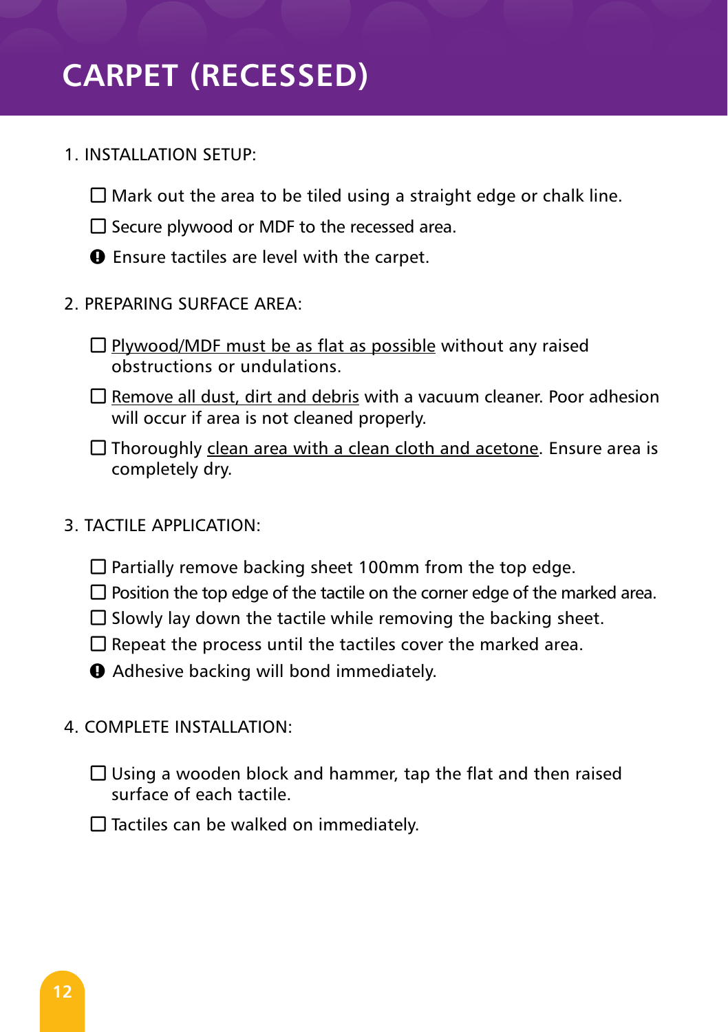# CARPET (RECESSED)

1. INSTALLATION SETUP:

   - ☐ Mark out the area to be tiled using a straight edge or chalk line.
   - ☐ Secure plywood or MDF to the recessed area.
   - ❗ Ensure tactiles are level with the carpet.

2. PREPARING SURFACE AREA:

   - ☐ <u>Plywood/MDF must be as flat as possible</u> without any raised obstructions or undulations.
   - ☐ <u>Remove all dust, dirt and debris</u> with a vacuum cleaner. Poor adhesion will occur if area is not cleaned properly.
   - ☐ Thoroughly <u>clean area with a clean cloth and acetone</u>. Ensure area is completely dry.

3. TACTILE APPLICATION:

   - ☐ Partially remove backing sheet 100mm from the top edge.
   - ☐ Position the top edge of the tactile on the corner edge of the marked area.
   - ☐ Slowly lay down the tactile while removing the backing sheet.
   - ☐ Repeat the process until the tactiles cover the marked area.
   - ❗ Adhesive backing will bond immediately.

4. COMPLETE INSTALLATION:

   - ☐ Using a wooden block and hammer, tap the flat and then raised surface of each tactile.
   - ☐ Tactiles can be walked on immediately.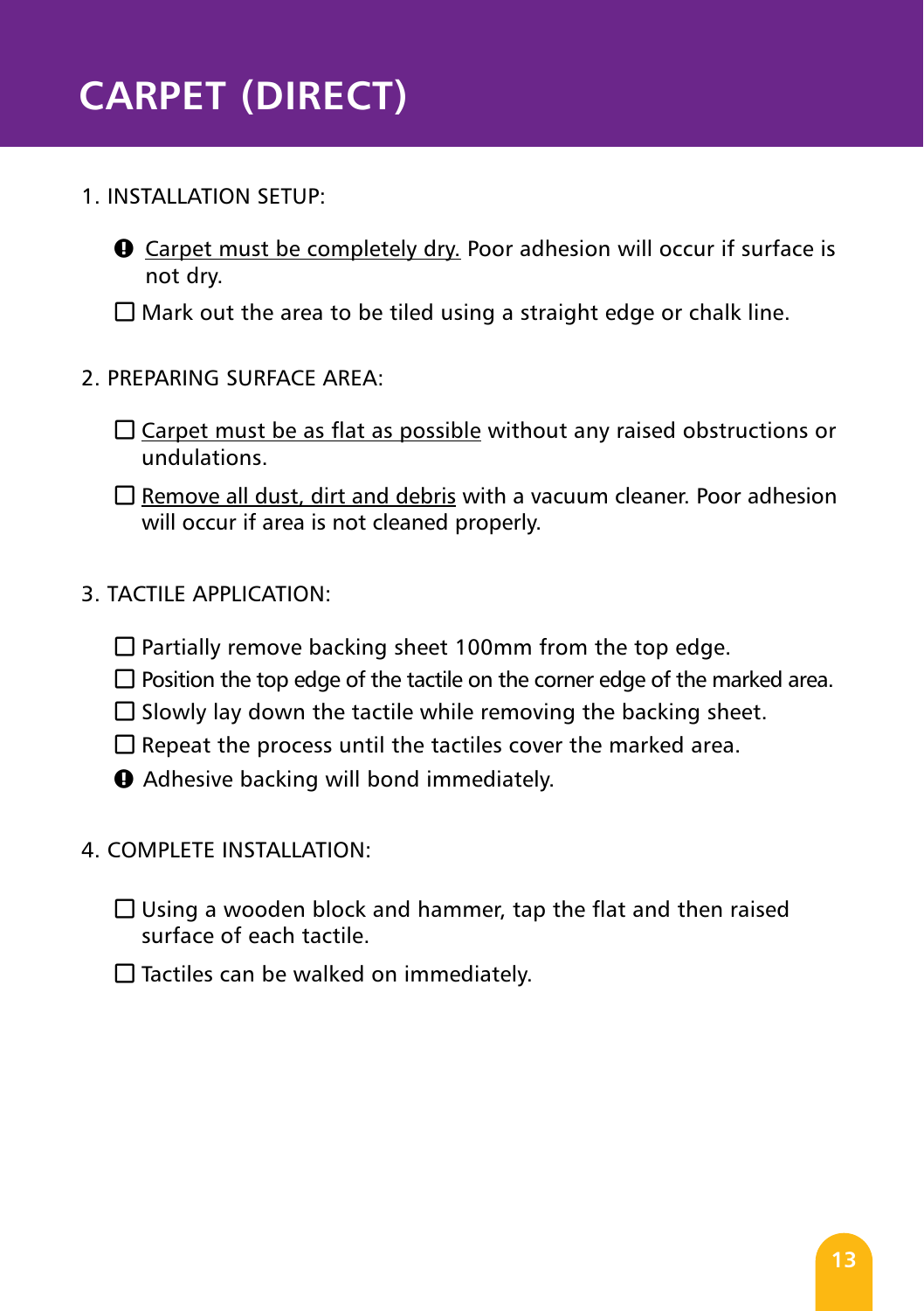# CARPET (DIRECT)

1. INSTALLATION SETUP:

- ❗ Carpet must be completely dry. Poor adhesion will occur if surface is not dry.
- ☐ Mark out the area to be tiled using a straight edge or chalk line.

2. PREPARING SURFACE AREA:

- ☐ Carpet must be as flat as possible without any raised obstructions or undulations.
- ☐ Remove all dust, dirt and debris with a vacuum cleaner. Poor adhesion will occur if area is not cleaned properly.

3. TACTILE APPLICATION:

- ☐ Partially remove backing sheet 100mm from the top edge.
- ☐ Position the top edge of the tactile on the corner edge of the marked area.
- ☐ Slowly lay down the tactile while removing the backing sheet.
- ☐ Repeat the process until the tactiles cover the marked area.
- ❗ Adhesive backing will bond immediately.

4. COMPLETE INSTALLATION:

- ☐ Using a wooden block and hammer, tap the flat and then raised surface of each tactile.
- ☐ Tactiles can be walked on immediately.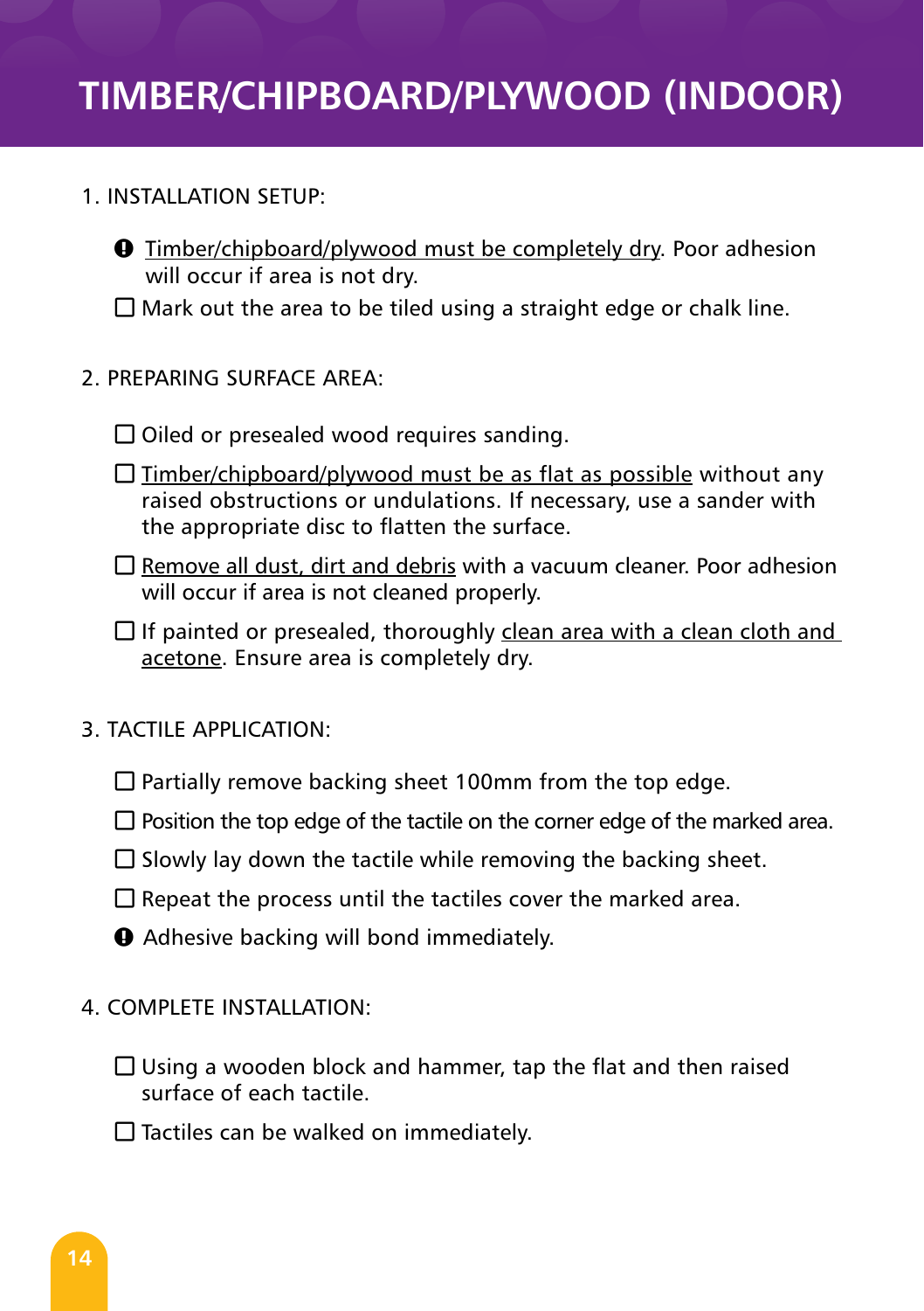# TIMBER/CHIPBOARD/PLYWOOD (INDOOR)

1. INSTALLATION SETUP:

- ❗ Timber/chipboard/plywood must be completely dry. Poor adhesion will occur if area is not dry.
- ☐ Mark out the area to be tiled using a straight edge or chalk line.

2. PREPARING SURFACE AREA:

- ☐ Oiled or presealed wood requires sanding.
- ☐ Timber/chipboard/plywood must be as flat as possible without any raised obstructions or undulations. If necessary, use a sander with the appropriate disc to flatten the surface.
- ☐ Remove all dust, dirt and debris with a vacuum cleaner. Poor adhesion will occur if area is not cleaned properly.
- ☐ If painted or presealed, thoroughly clean area with a clean cloth and acetone. Ensure area is completely dry.

3. TACTILE APPLICATION:

- ☐ Partially remove backing sheet 100mm from the top edge.
- ☐ Position the top edge of the tactile on the corner edge of the marked area.
- ☐ Slowly lay down the tactile while removing the backing sheet.
- ☐ Repeat the process until the tactiles cover the marked area.
- ❗ Adhesive backing will bond immediately.

4. COMPLETE INSTALLATION:

- ☐ Using a wooden block and hammer, tap the flat and then raised surface of each tactile.
- ☐ Tactiles can be walked on immediately.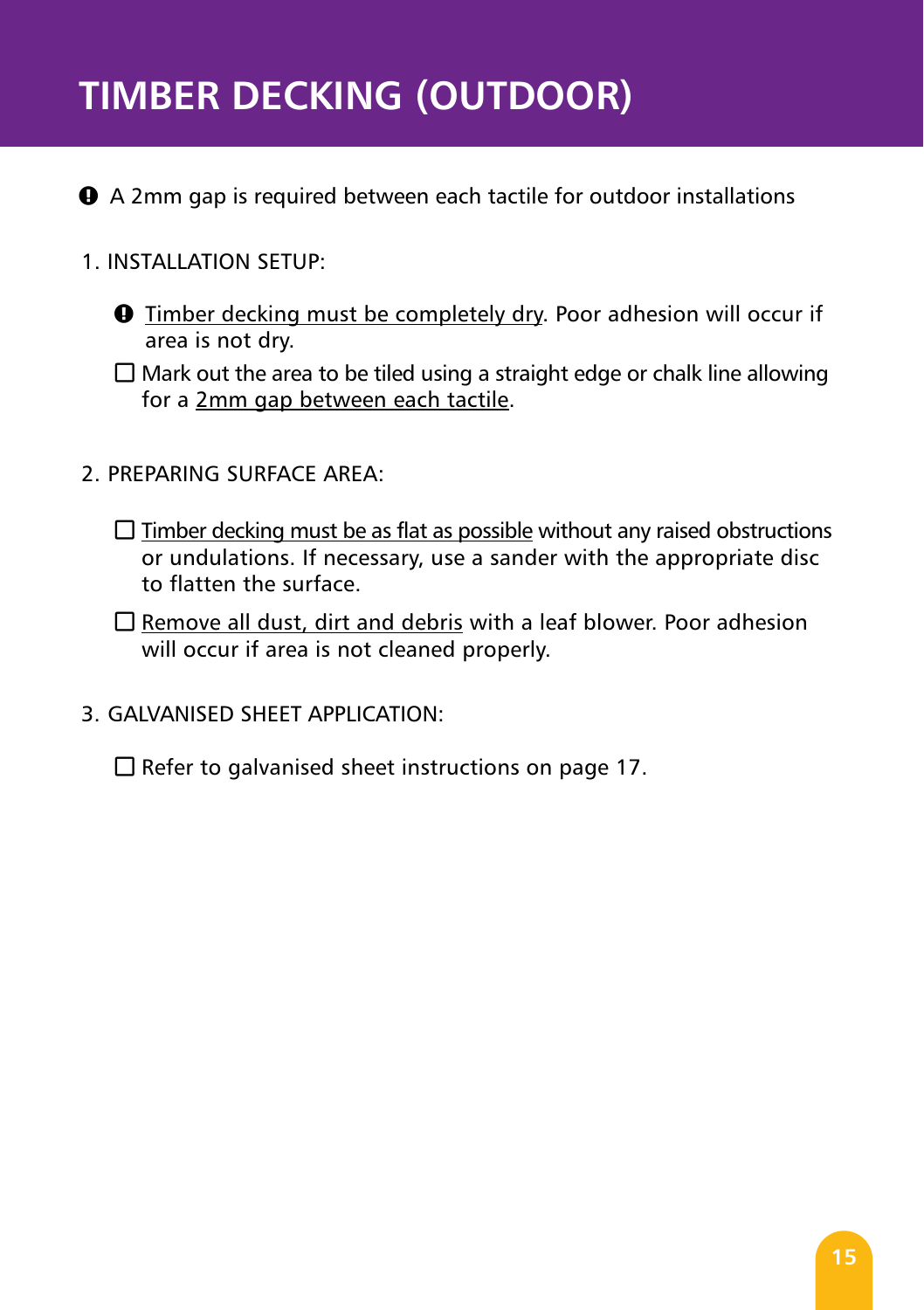# TIMBER DECKING (OUTDOOR)

❗ A 2mm gap is required between each tactile for outdoor installations

1. INSTALLATION SETUP:

   ❗ Timber decking must be completely dry. Poor adhesion will occur if area is not dry.

   ☐ Mark out the area to be tiled using a straight edge or chalk line allowing for a 2mm gap between each tactile.

2. PREPARING SURFACE AREA:

   ☐ Timber decking must be as flat as possible without any raised obstructions or undulations. If necessary, use a sander with the appropriate disc to flatten the surface.

   ☐ Remove all dust, dirt and debris with a leaf blower. Poor adhesion will occur if area is not cleaned properly.

3. GALVANISED SHEET APPLICATION:

   ☐ Refer to galvanised sheet instructions on page 17.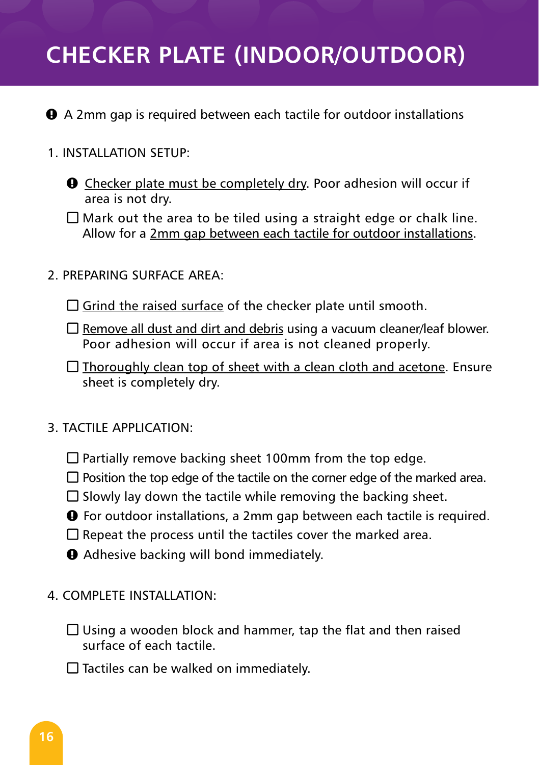# CHECKER PLATE (INDOOR/OUTDOOR)

❗ A 2mm gap is required between each tactile for outdoor installations

1. INSTALLATION SETUP:

   ❗ <u>Checker plate must be completely dry</u>. Poor adhesion will occur if area is not dry.

   ☐ Mark out the area to be tiled using a straight edge or chalk line. Allow for a <u>2mm gap between each tactile for outdoor installations</u>.

2. PREPARING SURFACE AREA:

   ☐ <u>Grind the raised surface</u> of the checker plate until smooth.

   ☐ <u>Remove all dust and dirt and debris</u> using a vacuum cleaner/leaf blower. Poor adhesion will occur if area is not cleaned properly.

   ☐ <u>Thoroughly clean top of sheet with a clean cloth and acetone</u>. Ensure sheet is completely dry.

3. TACTILE APPLICATION:

   ☐ Partially remove backing sheet 100mm from the top edge.

   ☐ Position the top edge of the tactile on the corner edge of the marked area.

   ☐ Slowly lay down the tactile while removing the backing sheet.

   ❗ For outdoor installations, a 2mm gap between each tactile is required.

   ☐ Repeat the process until the tactiles cover the marked area.

   ❗ Adhesive backing will bond immediately.

4. COMPLETE INSTALLATION:

   ☐ Using a wooden block and hammer, tap the flat and then raised surface of each tactile.

   ☐ Tactiles can be walked on immediately.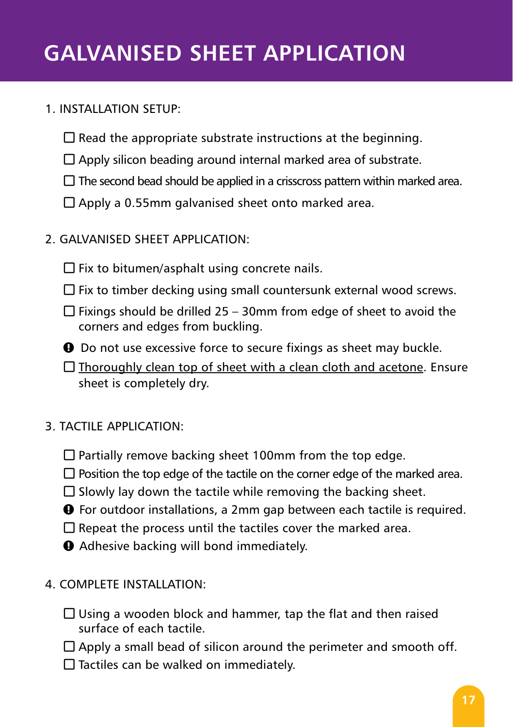# GALVANISED SHEET APPLICATION

1. INSTALLATION SETUP:

- ☐ Read the appropriate substrate instructions at the beginning.
- ☐ Apply silicon beading around internal marked area of substrate.
- ☐ The second bead should be applied in a crisscross pattern within marked area.
- ☐ Apply a 0.55mm galvanised sheet onto marked area.

2. GALVANISED SHEET APPLICATION:

- ☐ Fix to bitumen/asphalt using concrete nails.
- ☐ Fix to timber decking using small countersunk external wood screws.
- ☐ Fixings should be drilled 25 – 30mm from edge of sheet to avoid the corners and edges from buckling.
- ❗ Do not use excessive force to secure fixings as sheet may buckle.
- ☐ <u>Thoroughly clean top of sheet with a clean cloth and acetone</u>. Ensure sheet is completely dry.

3. TACTILE APPLICATION:

- ☐ Partially remove backing sheet 100mm from the top edge.
- ☐ Position the top edge of the tactile on the corner edge of the marked area.
- ☐ Slowly lay down the tactile while removing the backing sheet.
- ❗ For outdoor installations, a 2mm gap between each tactile is required.
- ☐ Repeat the process until the tactiles cover the marked area.
- ❗ Adhesive backing will bond immediately.

4. COMPLETE INSTALLATION:

- ☐ Using a wooden block and hammer, tap the flat and then raised surface of each tactile.
- ☐ Apply a small bead of silicon around the perimeter and smooth off.
- ☐ Tactiles can be walked on immediately.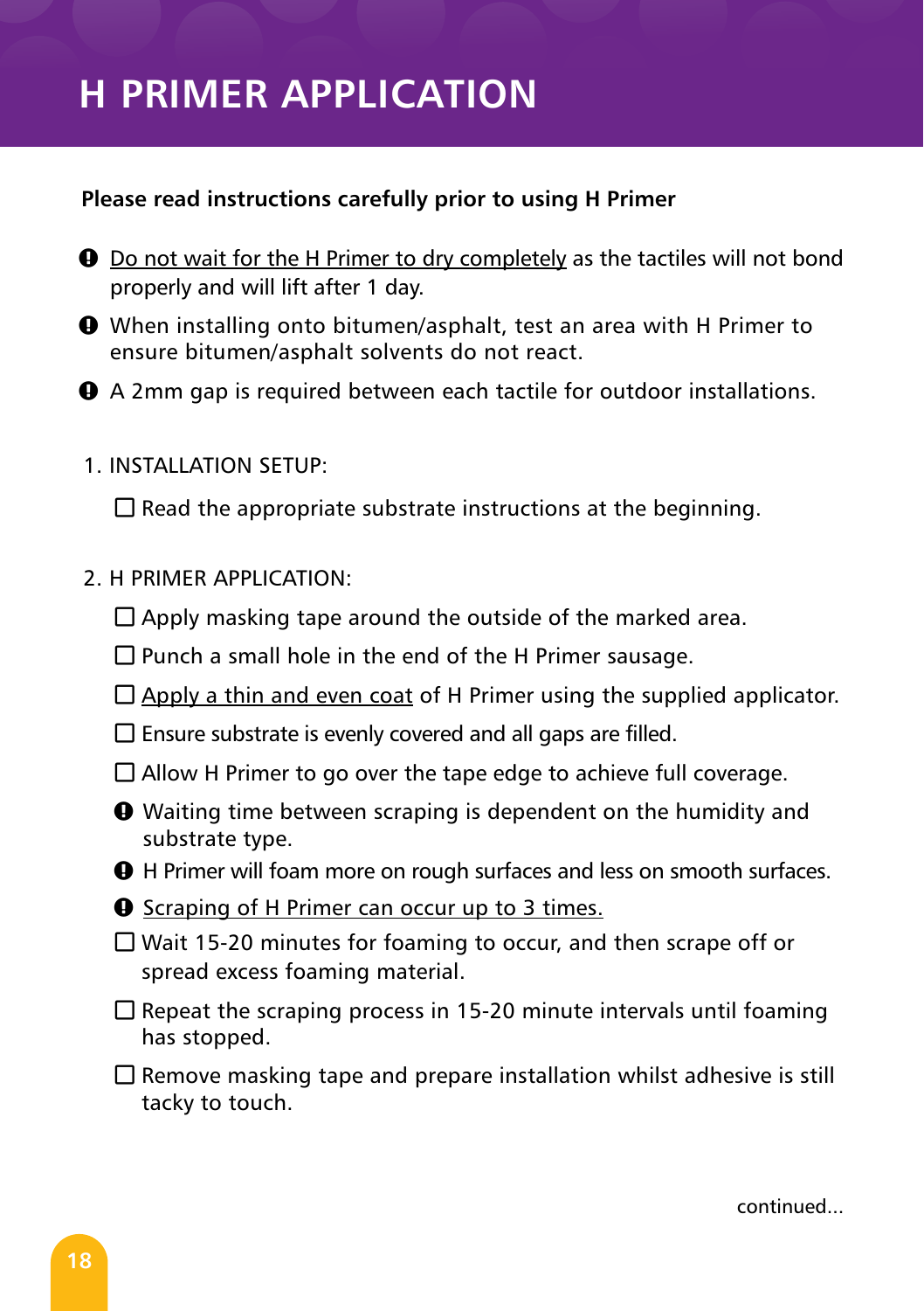# H PRIMER APPLICATION

**Please read instructions carefully prior to using H Primer**

- ❗ Do not wait for the H Primer to dry completely as the tactiles will not bond properly and will lift after 1 day.
- ❗ When installing onto bitumen/asphalt, test an area with H Primer to ensure bitumen/asphalt solvents do not react.
- ❗ A 2mm gap is required between each tactile for outdoor installations.

1. INSTALLATION SETUP:
   - ☐ Read the appropriate substrate instructions at the beginning.

2. H PRIMER APPLICATION:
   - ☐ Apply masking tape around the outside of the marked area.
   - ☐ Punch a small hole in the end of the H Primer sausage.
   - ☐ Apply a thin and even coat of H Primer using the supplied applicator.
   - ☐ Ensure substrate is evenly covered and all gaps are filled.
   - ☐ Allow H Primer to go over the tape edge to achieve full coverage.
   - ❗ Waiting time between scraping is dependent on the humidity and substrate type.
   - ❗ H Primer will foam more on rough surfaces and less on smooth surfaces.
   - ❗ Scraping of H Primer can occur up to 3 times.
   - ☐ Wait 15-20 minutes for foaming to occur, and then scrape off or spread excess foaming material.
   - ☐ Repeat the scraping process in 15-20 minute intervals until foaming has stopped.
   - ☐ Remove masking tape and prepare installation whilst adhesive is still tacky to touch.

continued...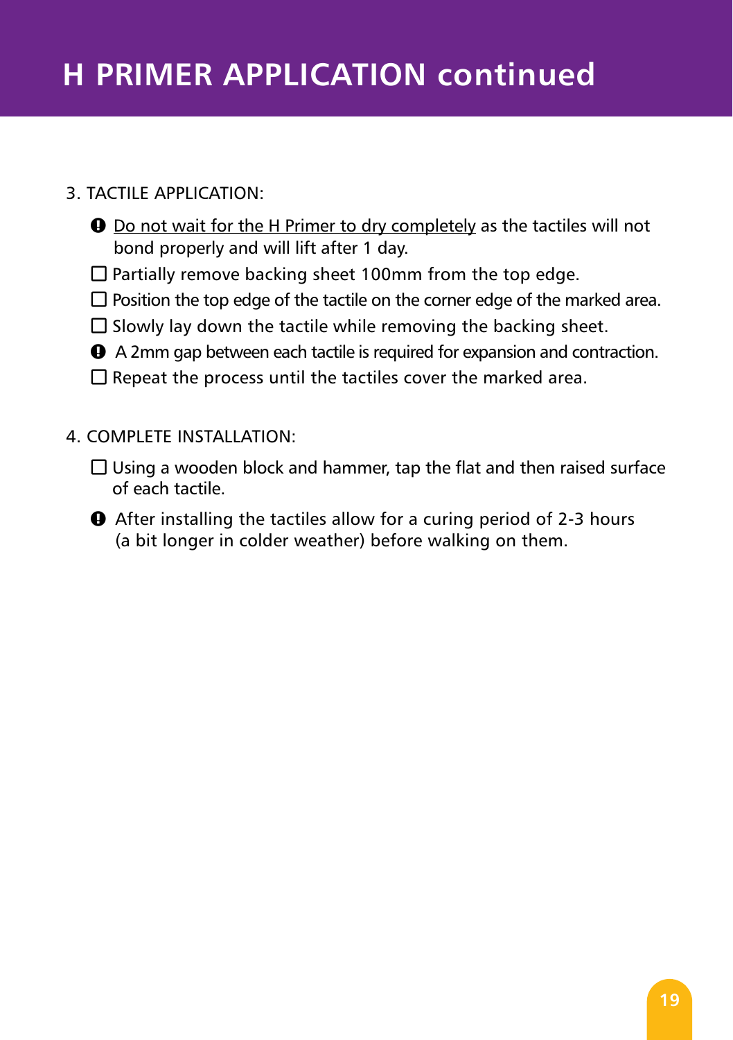# H PRIMER APPLICATION continued

3. TACTILE APPLICATION:

- ❗ Do not wait for the H Primer to dry completely as the tactiles will not bond properly and will lift after 1 day.
- ☐ Partially remove backing sheet 100mm from the top edge.
- ☐ Position the top edge of the tactile on the corner edge of the marked area.
- ☐ Slowly lay down the tactile while removing the backing sheet.
- ❗ A 2mm gap between each tactile is required for expansion and contraction.
- ☐ Repeat the process until the tactiles cover the marked area.

4. COMPLETE INSTALLATION:

- ☐ Using a wooden block and hammer, tap the flat and then raised surface of each tactile.
- ❗ After installing the tactiles allow for a curing period of 2-3 hours (a bit longer in colder weather) before walking on them.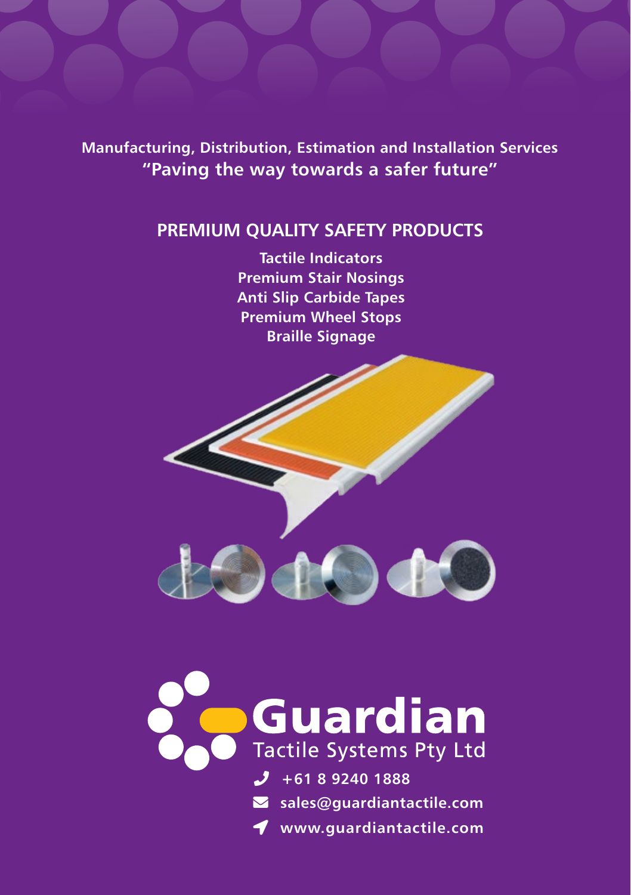**Manufacturing, Distribution, Estimation and Installation Services**
**"Paving the way towards a safer future"**

## PREMIUM QUALITY SAFETY PRODUCTS

**Tactile Indicators**
**Premium Stair Nosings**
**Anti Slip Carbide Tapes**
**Premium Wheel Stops**
**Braille Signage**

# Guardian
Tactile Systems Pty Ltd

**+61 8 9240 1888**
**sales@guardiantactile.com**
**www.guardiantactile.com**